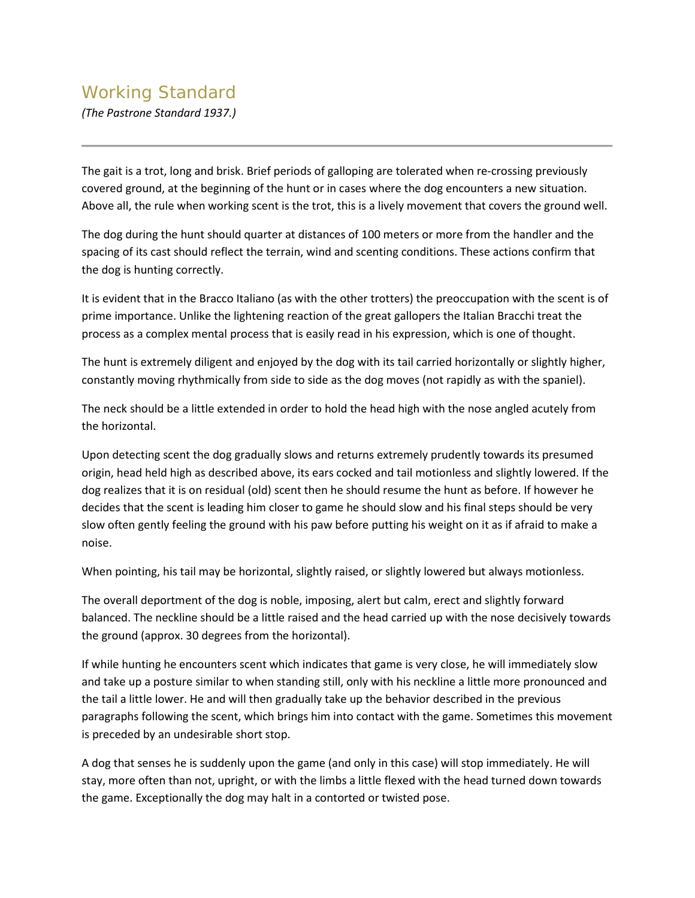# Working Standard

*(The Pastrone Standard 1937.)*

---

The gait is a trot, long and brisk. Brief periods of galloping are tolerated when re-crossing previously covered ground, at the beginning of the hunt or in cases where the dog encounters a new situation. Above all, the rule when working scent is the trot, this is a lively movement that covers the ground well.

The dog during the hunt should quarter at distances of 100 meters or more from the handler and the spacing of its cast should reflect the terrain, wind and scenting conditions. These actions confirm that the dog is hunting correctly.

It is evident that in the Bracco Italiano (as with the other trotters) the preoccupation with the scent is of prime importance. Unlike the lightening reaction of the great gallopers the Italian Bracchi treat the process as a complex mental process that is easily read in his expression, which is one of thought.

The hunt is extremely diligent and enjoyed by the dog with its tail carried horizontally or slightly higher, constantly moving rhythmically from side to side as the dog moves (not rapidly as with the spaniel).

The neck should be a little extended in order to hold the head high with the nose angled acutely from the horizontal.

Upon detecting scent the dog gradually slows and returns extremely prudently towards its presumed origin, head held high as described above, its ears cocked and tail motionless and slightly lowered. If the dog realizes that it is on residual (old) scent then he should resume the hunt as before. If however he decides that the scent is leading him closer to game he should slow and his final steps should be very slow often gently feeling the ground with his paw before putting his weight on it as if afraid to make a noise.

When pointing, his tail may be horizontal, slightly raised, or slightly lowered but always motionless.

The overall deportment of the dog is noble, imposing, alert but calm, erect and slightly forward balanced. The neckline should be a little raised and the head carried up with the nose decisively towards the ground (approx. 30 degrees from the horizontal).

If while hunting he encounters scent which indicates that game is very close, he will immediately slow and take up a posture similar to when standing still, only with his neckline a little more pronounced and the tail a little lower. He and will then gradually take up the behavior described in the previous paragraphs following the scent, which brings him into contact with the game. Sometimes this movement is preceded by an undesirable short stop.

A dog that senses he is suddenly upon the game (and only in this case) will stop immediately. He will stay, more often than not, upright, or with the limbs a little flexed with the head turned down towards the game. Exceptionally the dog may halt in a contorted or twisted pose.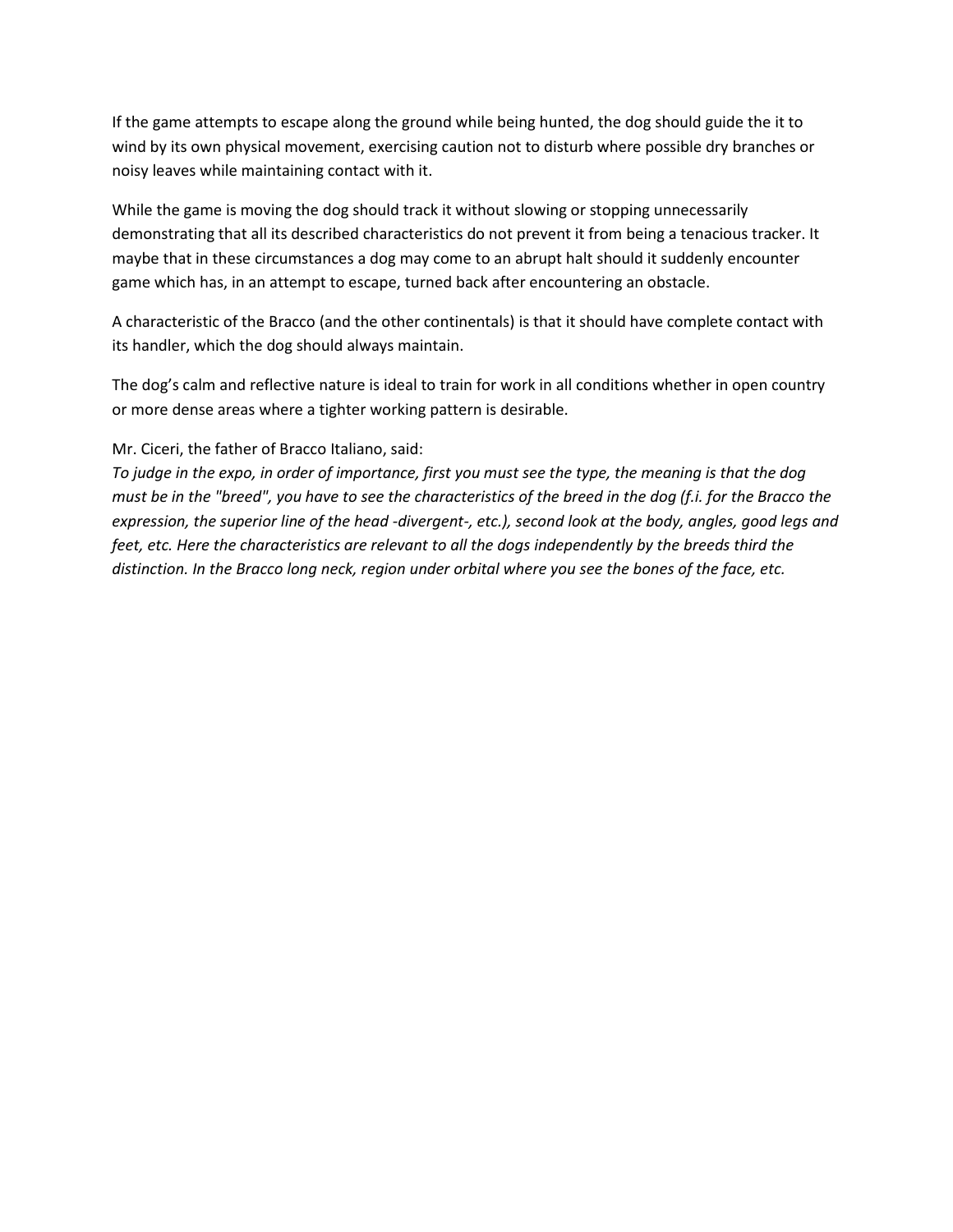If the game attempts to escape along the ground while being hunted, the dog should guide the it to wind by its own physical movement, exercising caution not to disturb where possible dry branches or noisy leaves while maintaining contact with it.

While the game is moving the dog should track it without slowing or stopping unnecessarily demonstrating that all its described characteristics do not prevent it from being a tenacious tracker. It maybe that in these circumstances a dog may come to an abrupt halt should it suddenly encounter game which has, in an attempt to escape, turned back after encountering an obstacle.

A characteristic of the Bracco (and the other continentals) is that it should have complete contact with its handler, which the dog should always maintain.

The dog's calm and reflective nature is ideal to train for work in all conditions whether in open country or more dense areas where a tighter working pattern is desirable.

Mr. Ciceri, the father of Bracco Italiano, said:
*To judge in the expo, in order of importance, first you must see the type, the meaning is that the dog must be in the "breed", you have to see the characteristics of the breed in the dog (f.i. for the Bracco the expression, the superior line of the head -divergent-, etc.), second look at the body, angles, good legs and feet, etc. Here the characteristics are relevant to all the dogs independently by the breeds third the distinction. In the Bracco long neck, region under orbital where you see the bones of the face, etc.*